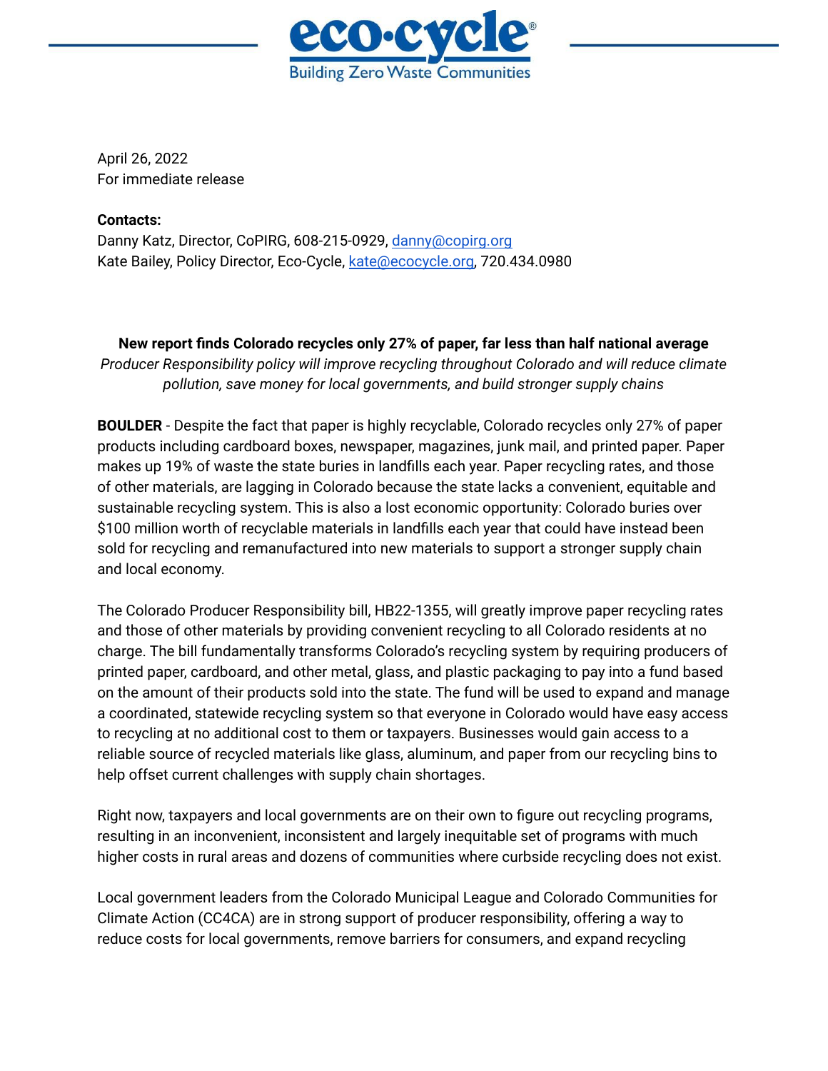**eco·cycle®**
Building Zero Waste Communities

April 26, 2022
For immediate release

**Contacts:**
Danny Katz, Director, CoPIRG, 608-215-0929, danny@copirg.org
Kate Bailey, Policy Director, Eco-Cycle, kate@ecocycle.org, 720.434.0980

**New report finds Colorado recycles only 27% of paper, far less than half national average**

*Producer Responsibility policy will improve recycling throughout Colorado and will reduce climate pollution, save money for local governments, and build stronger supply chains*

**BOULDER** - Despite the fact that paper is highly recyclable, Colorado recycles only 27% of paper products including cardboard boxes, newspaper, magazines, junk mail, and printed paper. Paper makes up 19% of waste the state buries in landfills each year. Paper recycling rates, and those of other materials, are lagging in Colorado because the state lacks a convenient, equitable and sustainable recycling system. This is also a lost economic opportunity: Colorado buries over $100 million worth of recyclable materials in landfills each year that could have instead been sold for recycling and remanufactured into new materials to support a stronger supply chain and local economy.

The Colorado Producer Responsibility bill, HB22-1355, will greatly improve paper recycling rates and those of other materials by providing convenient recycling to all Colorado residents at no charge. The bill fundamentally transforms Colorado's recycling system by requiring producers of printed paper, cardboard, and other metal, glass, and plastic packaging to pay into a fund based on the amount of their products sold into the state. The fund will be used to expand and manage a coordinated, statewide recycling system so that everyone in Colorado would have easy access to recycling at no additional cost to them or taxpayers. Businesses would gain access to a reliable source of recycled materials like glass, aluminum, and paper from our recycling bins to help offset current challenges with supply chain shortages.

Right now, taxpayers and local governments are on their own to figure out recycling programs, resulting in an inconvenient, inconsistent and largely inequitable set of programs with much higher costs in rural areas and dozens of communities where curbside recycling does not exist.

Local government leaders from the Colorado Municipal League and Colorado Communities for Climate Action (CC4CA) are in strong support of producer responsibility, offering a way to reduce costs for local governments, remove barriers for consumers, and expand recycling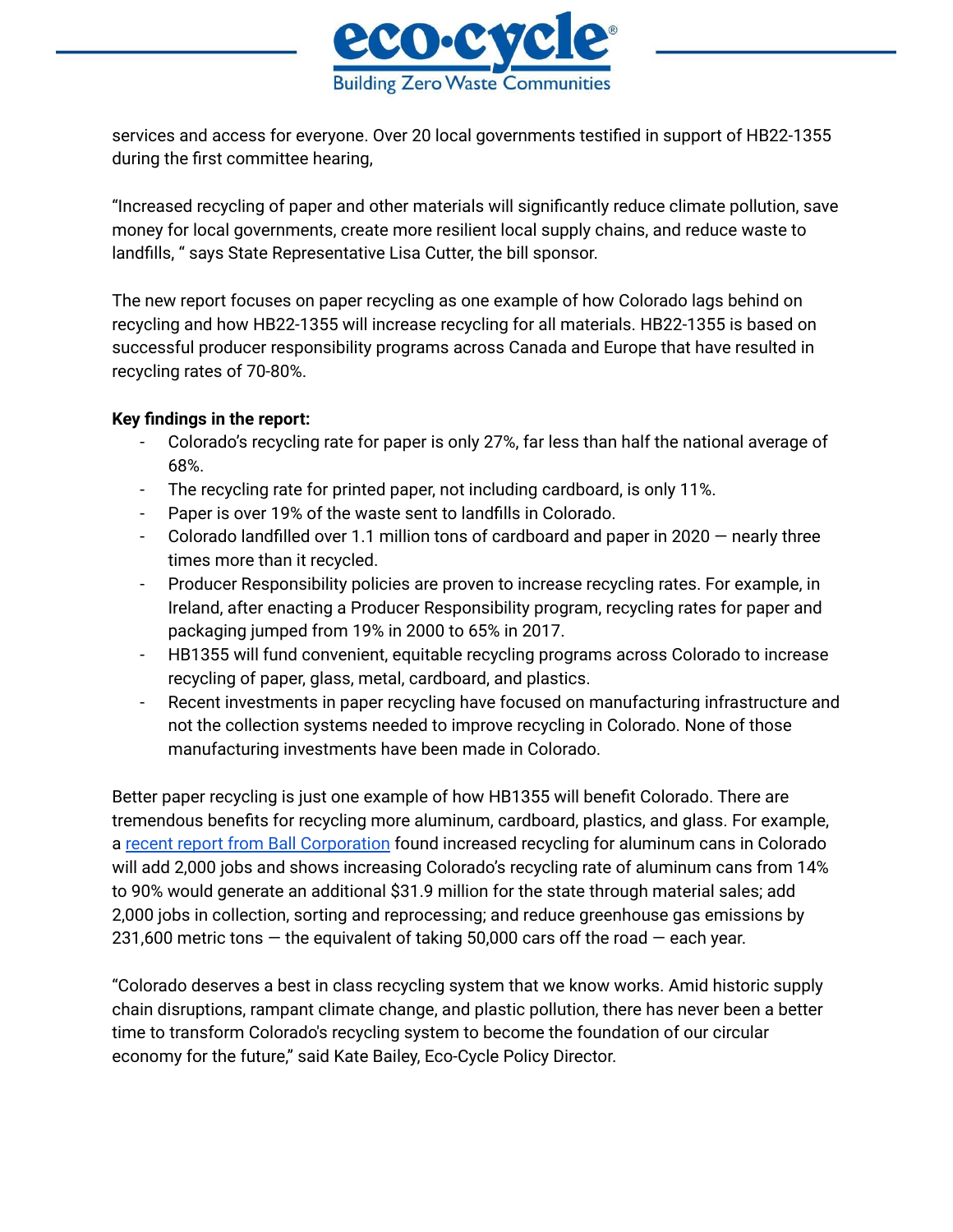services and access for everyone. Over 20 local governments testified in support of HB22-1355 during the first committee hearing,

"Increased recycling of paper and other materials will significantly reduce climate pollution, save money for local governments, create more resilient local supply chains, and reduce waste to landfills, " says State Representative Lisa Cutter, the bill sponsor.

The new report focuses on paper recycling as one example of how Colorado lags behind on recycling and how HB22-1355 will increase recycling for all materials. HB22-1355 is based on successful producer responsibility programs across Canada and Europe that have resulted in recycling rates of 70-80%.

**Key findings in the report:**

- Colorado's recycling rate for paper is only 27%, far less than half the national average of 68%.
- The recycling rate for printed paper, not including cardboard, is only 11%.
- Paper is over 19% of the waste sent to landfills in Colorado.
- Colorado landfilled over 1.1 million tons of cardboard and paper in 2020 — nearly three times more than it recycled.
- Producer Responsibility policies are proven to increase recycling rates. For example, in Ireland, after enacting a Producer Responsibility program, recycling rates for paper and packaging jumped from 19% in 2000 to 65% in 2017.
- HB1355 will fund convenient, equitable recycling programs across Colorado to increase recycling of paper, glass, metal, cardboard, and plastics.
- Recent investments in paper recycling have focused on manufacturing infrastructure and not the collection systems needed to improve recycling in Colorado. None of those manufacturing investments have been made in Colorado.

Better paper recycling is just one example of how HB1355 will benefit Colorado. There are tremendous benefits for recycling more aluminum, cardboard, plastics, and glass. For example, a [recent report from Ball Corporation] found increased recycling for aluminum cans in Colorado will add 2,000 jobs and shows increasing Colorado's recycling rate of aluminum cans from 14% to 90% would generate an additional $31.9 million for the state through material sales; add 2,000 jobs in collection, sorting and reprocessing; and reduce greenhouse gas emissions by 231,600 metric tons — the equivalent of taking 50,000 cars off the road — each year.

"Colorado deserves a best in class recycling system that we know works. Amid historic supply chain disruptions, rampant climate change, and plastic pollution, there has never been a better time to transform Colorado's recycling system to become the foundation of our circular economy for the future," said Kate Bailey, Eco-Cycle Policy Director.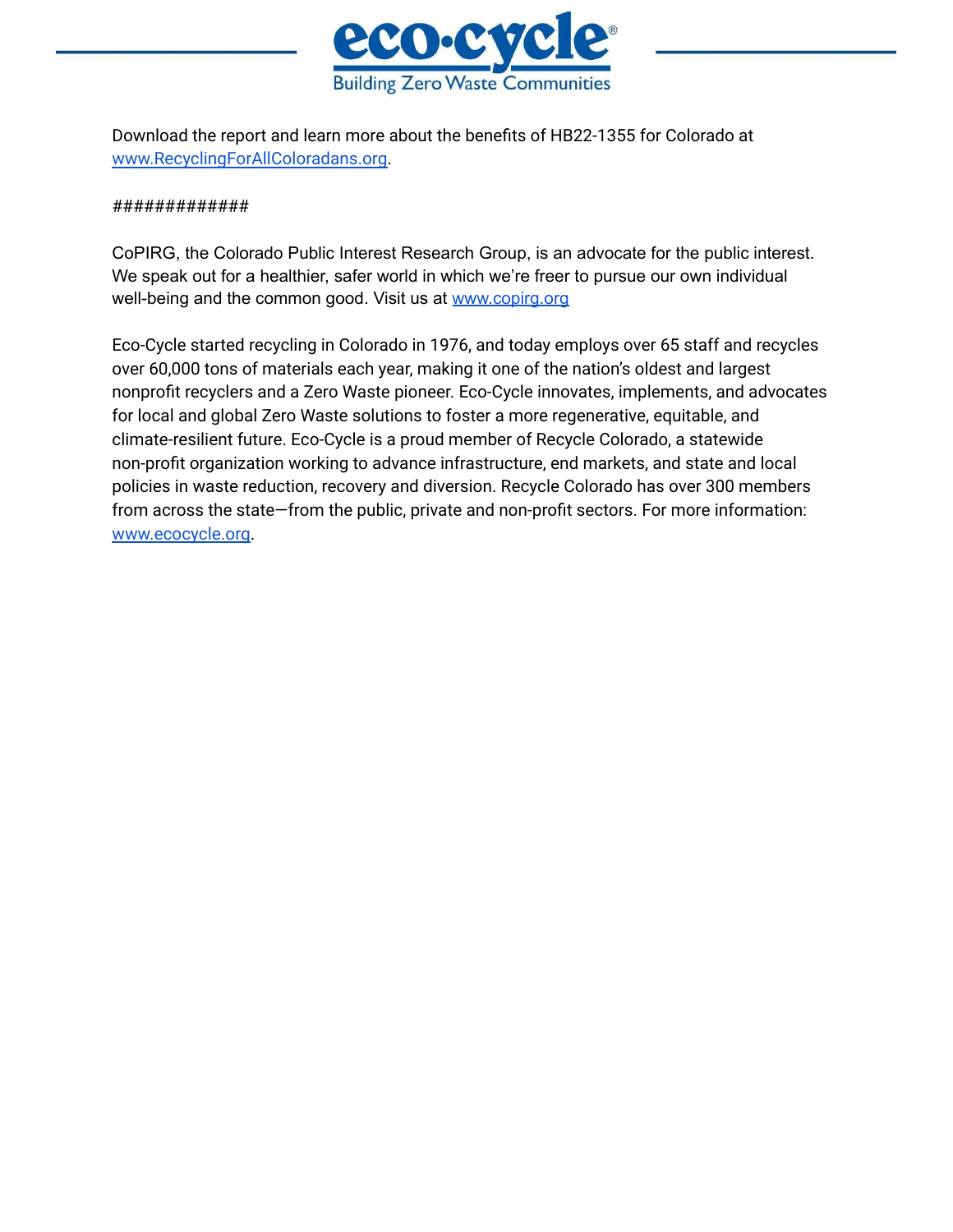Download the report and learn more about the benefits of HB22-1355 for Colorado at [www.RecyclingForAllColoradans.org](http://www.RecyclingForAllColoradans.org).

#############

CoPIRG, the Colorado Public Interest Research Group, is an advocate for the public interest. We speak out for a healthier, safer world in which we're freer to pursue our own individual well-being and the common good. Visit us at [www.copirg.org](http://www.copirg.org)

Eco-Cycle started recycling in Colorado in 1976, and today employs over 65 staff and recycles over 60,000 tons of materials each year, making it one of the nation's oldest and largest nonprofit recyclers and a Zero Waste pioneer. Eco-Cycle innovates, implements, and advocates for local and global Zero Waste solutions to foster a more regenerative, equitable, and climate-resilient future. Eco-Cycle is a proud member of Recycle Colorado, a statewide non-profit organization working to advance infrastructure, end markets, and state and local policies in waste reduction, recovery and diversion. Recycle Colorado has over 300 members from across the state—from the public, private and non-profit sectors. For more information: [www.ecocycle.org](http://www.ecocycle.org).